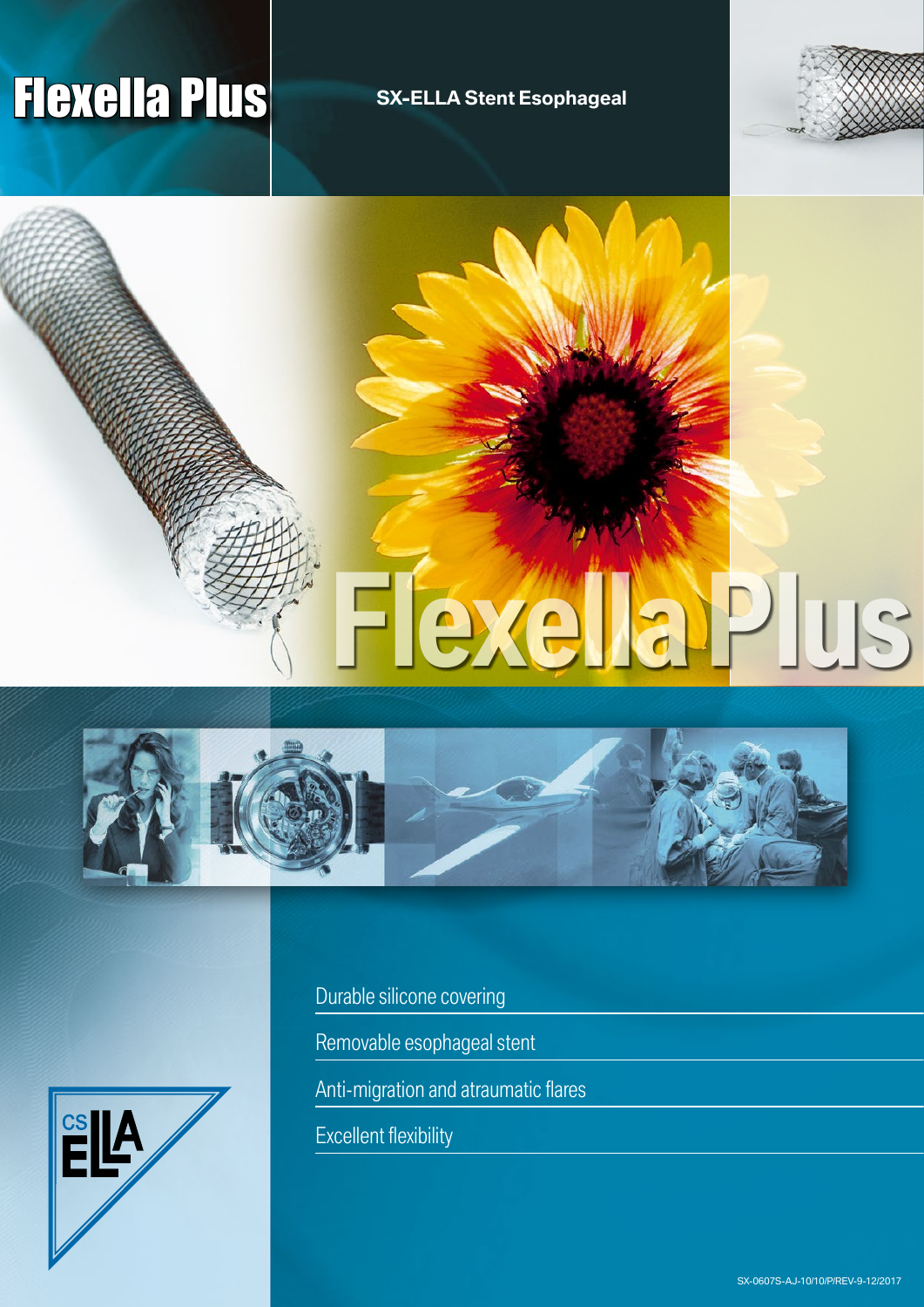# Flexella Plus

**SX-ELLA Stent Esophageal**

Flexella Plus

- Durable silicone covering
- Removable esophageal stent
- Anti-migration and atraumatic flares
- Excellent flexibility

CS ELLA

SX-0607S-AJ-10/10/P/REV-9-12/2017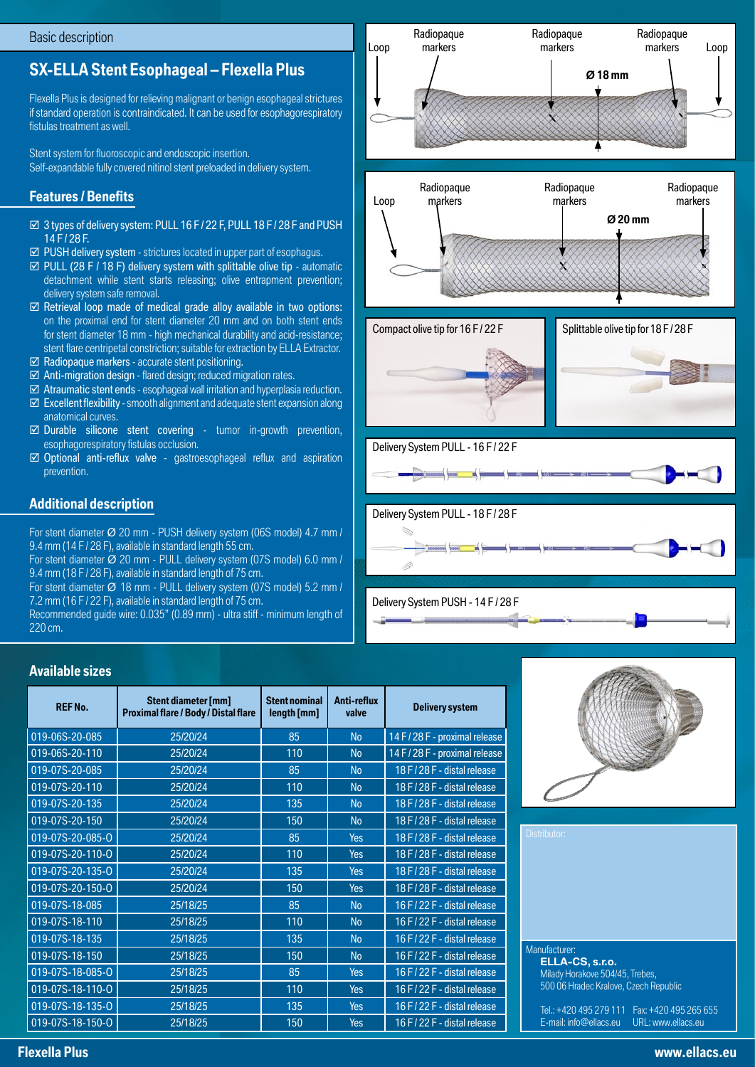Basic description

# SX-ELLA Stent Esophageal – Flexella Plus

Flexella Plus is designed for relieving malignant or benign esophageal strictures if standard operation is contraindicated. It can be used for esophagorespiratory fistulas treatment as well.

Stent system for fluoroscopic and endoscopic insertion.
Self-expandable fully covered nitinol stent preloaded in delivery system.

## Features / Benefits

- ☑ 3 types of delivery system: PULL 16 F / 22 F, PULL 18 F / 28 F and PUSH 14 F / 28 F.
- ☑ PUSH delivery system - strictures located in upper part of esophagus.
- ☑ PULL (28 F / 18 F) delivery system with splittable olive tip - automatic detachment while stent starts releasing; olive entrapment prevention; delivery system safe removal.
- ☑ Retrieval loop made of medical grade alloy available in two options: on the proximal end for stent diameter 20 mm and on both stent ends for stent diameter 18 mm - high mechanical durability and acid-resistance; stent flare centripetal constriction; suitable for extraction by ELLA Extractor.
- ☑ Radiopaque markers - accurate stent positioning.
- ☑ Anti-migration design - flared design; reduced migration rates.
- ☑ Atraumatic stent ends - esophageal wall irritation and hyperplasia reduction.
- ☑ Excellent flexibility - smooth alignment and adequate stent expansion along anatomical curves.
- ☑ Durable silicone stent covering - tumor in-growth prevention, esophagorespiratory fistulas occlusion.
- ☑ Optional anti-reflux valve - gastroesophageal reflux and aspiration prevention.

## Additional description

For stent diameter Ø 20 mm - PUSH delivery system (06S model) 4.7 mm / 9.4 mm (14 F / 28 F), available in standard length 55 cm.
For stent diameter Ø 20 mm - PULL delivery system (07S model) 6.0 mm / 9.4 mm (18 F / 28 F), available in standard length of 75 cm.
For stent diameter Ø 18 mm - PULL delivery system (07S model) 5.2 mm / 7.2 mm (16 F / 22 F), available in standard length of 75 cm.
Recommended guide wire: 0.035" (0.89 mm) - ultra stiff - minimum length of 220 cm.

Loop
Radiopaque markers
Radiopaque markers
Radiopaque markers
Loop
Ø 18 mm

Loop
Radiopaque markers
Radiopaque markers
Radiopaque markers
Ø 20 mm

Compact olive tip for 16 F / 22 F

Splittable olive tip for 18 F / 28 F

Delivery System PULL - 16 F / 22 F

Delivery System PULL - 18 F / 28 F

Delivery System PUSH - 14 F / 28 F

## Available sizes

| REF No. | Stent diameter [mm] Proximal flare / Body / Distal flare | Stent nominal length [mm] | Anti-reflux valve | Delivery system |
|---|---|---|---|---|
| 019-06S-20-085 | 25/20/24 | 85 | No | 14 F / 28 F - proximal release |
| 019-06S-20-110 | 25/20/24 | 110 | No | 14 F / 28 F - proximal release |
| 019-07S-20-085 | 25/20/24 | 85 | No | 18 F / 28 F - distal release |
| 019-07S-20-110 | 25/20/24 | 110 | No | 18 F / 28 F - distal release |
| 019-07S-20-135 | 25/20/24 | 135 | No | 18 F / 28 F - distal release |
| 019-07S-20-150 | 25/20/24 | 150 | No | 18 F / 28 F - distal release |
| 019-07S-20-085-O | 25/20/24 | 85 | Yes | 18 F / 28 F - distal release |
| 019-07S-20-110-O | 25/20/24 | 110 | Yes | 18 F / 28 F - distal release |
| 019-07S-20-135-O | 25/20/24 | 135 | Yes | 18 F / 28 F - distal release |
| 019-07S-20-150-O | 25/20/24 | 150 | Yes | 18 F / 28 F - distal release |
| 019-07S-18-085 | 25/18/25 | 85 | No | 16 F / 22 F - distal release |
| 019-07S-18-110 | 25/18/25 | 110 | No | 16 F / 22 F - distal release |
| 019-07S-18-135 | 25/18/25 | 135 | No | 16 F / 22 F - distal release |
| 019-07S-18-150 | 25/18/25 | 150 | No | 16 F / 22 F - distal release |
| 019-07S-18-085-O | 25/18/25 | 85 | Yes | 16 F / 22 F - distal release |
| 019-07S-18-110-O | 25/18/25 | 110 | Yes | 16 F / 22 F - distal release |
| 019-07S-18-135-O | 25/18/25 | 135 | Yes | 16 F / 22 F - distal release |
| 019-07S-18-150-O | 25/18/25 | 150 | Yes | 16 F / 22 F - distal release |

Distributor:

Manufacturer:
**ELLA-CS, s.r.o.**
Milady Horakove 504/45, Trebes,
500 06 Hradec Kralove, Czech Republic

Tel.: +420 495 279 111 Fax: +420 495 265 655
E-mail: info@ellacs.eu URL: www.ellacs.eu

Flexella Plus www.ellacs.eu